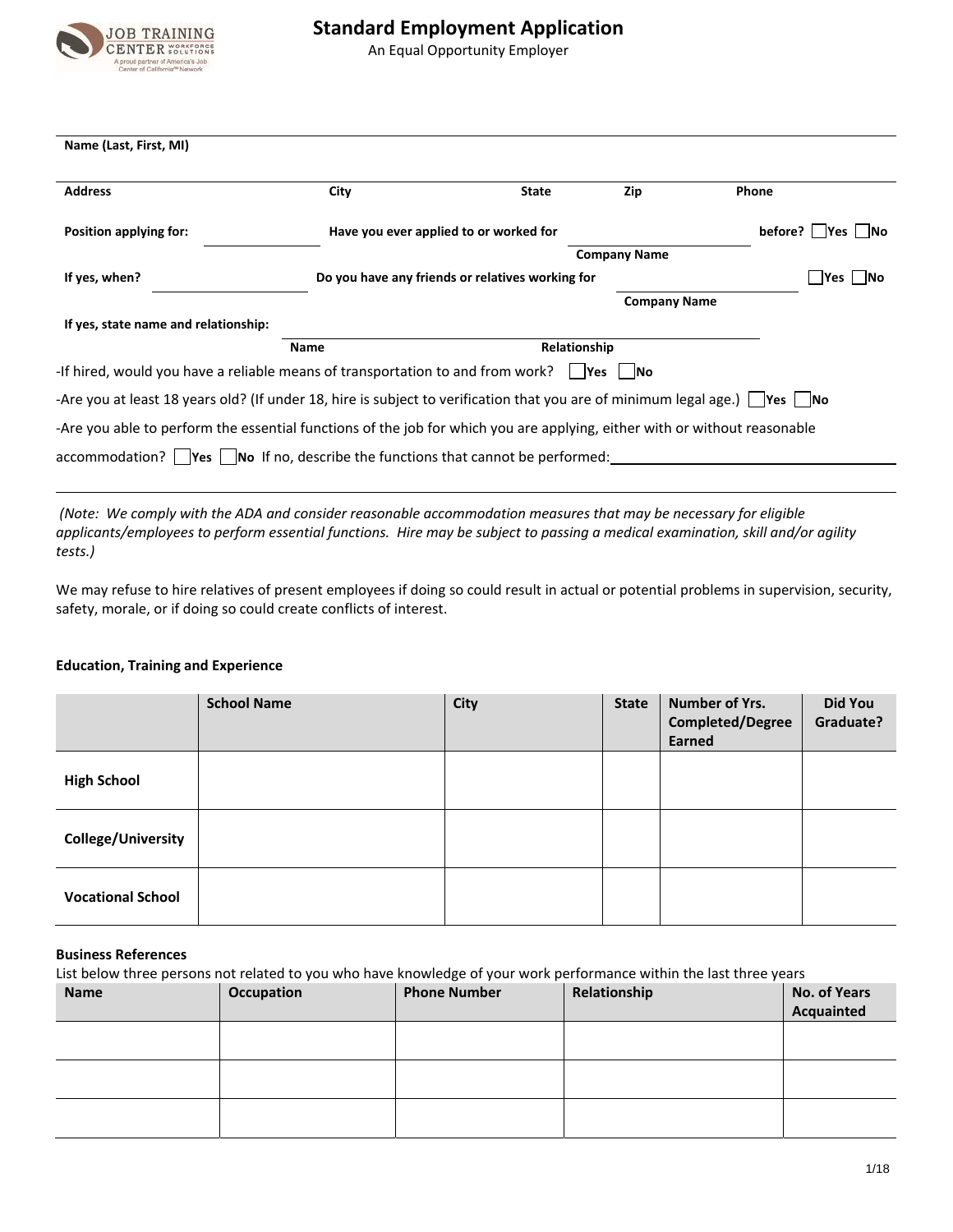# Standard Employment Application

An Equal Opportunity Employer

**Name (Last, First, MI)**

**Address** | **City** | **State** | **Zip** | **Phone**

**Position applying for:** ____________ **Have you ever applied to or worked for** ____________ (**Company Name**) **before?** ☐Yes ☐No

**If yes, when?** ____________ **Do you have any friends or relatives working for** ____________ (**Company Name**) ☐Yes ☐No

**If yes, state name and relationship:** ____________ (**Name**) ____________ (**Relationship**)

-If hired, would you have a reliable means of transportation to and from work? ☐**Yes** ☐**No**

-Are you at least 18 years old? (If under 18, hire is subject to verification that you are of minimum legal age.) ☐**Yes** ☐**No**

-Are you able to perform the essential functions of the job for which you are applying, either with or without reasonable accommodation? ☐**Yes** ☐**No** If no, describe the functions that cannot be performed: ____________

*(Note: We comply with the ADA and consider reasonable accommodation measures that may be necessary for eligible applicants/employees to perform essential functions. Hire may be subject to passing a medical examination, skill and/or agility tests.)*

We may refuse to hire relatives of present employees if doing so could result in actual or potential problems in supervision, security, safety, morale, or if doing so could create conflicts of interest.

**Education, Training and Experience**

| | School Name | City | State | Number of Yrs. Completed/Degree Earned | Did You Graduate? |
|---|---|---|---|---|---|
| **High School** | | | | | |
| **College/University** | | | | | |
| **Vocational School** | | | | | |

**Business References**

List below three persons not related to you who have knowledge of your work performance within the last three years

| Name | Occupation | Phone Number | Relationship | No. of Years Acquainted |
|---|---|---|---|---|
| | | | | |
| | | | | |
| | | | | |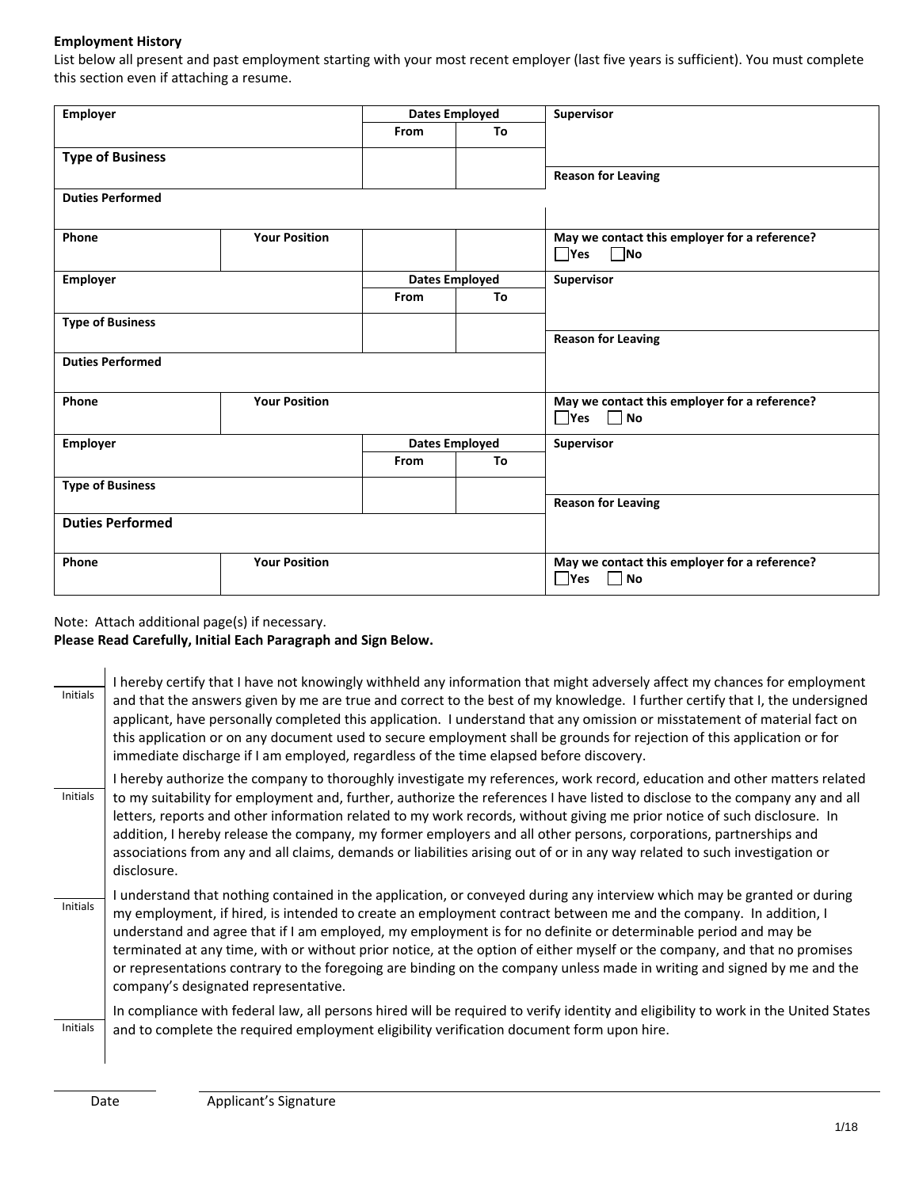**Employment History**

List below all present and past employment starting with your most recent employer (last five years is sufficient). You must complete this section even if attaching a resume.

| Employer | | Dates Employed | | Supervisor |
|---|---|---|---|---|
| | | From | To | |
| Type of Business | | | | Reason for Leaving |
| Duties Performed | | | | |
| Phone | Your Position | | | May we contact this employer for a reference? ☐Yes ☐No |
| Employer | | Dates Employed | | Supervisor |
| | | From | To | |
| Type of Business | | | | Reason for Leaving |
| Duties Performed | | | | |
| Phone | Your Position | | | May we contact this employer for a reference? ☐Yes ☐ No |
| Employer | | Dates Employed | | Supervisor |
| | | From | To | |
| Type of Business | | | | Reason for Leaving |
| Duties Performed | | | | |
| Phone | Your Position | | | May we contact this employer for a reference? ☐Yes ☐ No |

Note: Attach additional page(s) if necessary.

**Please Read Carefully, Initial Each Paragraph and Sign Below.**

_______ Initials

I hereby certify that I have not knowingly withheld any information that might adversely affect my chances for employment and that the answers given by me are true and correct to the best of my knowledge. I further certify that I, the undersigned applicant, have personally completed this application. I understand that any omission or misstatement of material fact on this application or on any document used to secure employment shall be grounds for rejection of this application or for immediate discharge if I am employed, regardless of the time elapsed before discovery.

_______ Initials

I hereby authorize the company to thoroughly investigate my references, work record, education and other matters related to my suitability for employment and, further, authorize the references I have listed to disclose to the company any and all letters, reports and other information related to my work records, without giving me prior notice of such disclosure. In addition, I hereby release the company, my former employers and all other persons, corporations, partnerships and associations from any and all claims, demands or liabilities arising out of or in any way related to such investigation or disclosure.

_______ Initials

I understand that nothing contained in the application, or conveyed during any interview which may be granted or during my employment, if hired, is intended to create an employment contract between me and the company. In addition, I understand and agree that if I am employed, my employment is for no definite or determinable period and may be terminated at any time, with or without prior notice, at the option of either myself or the company, and that no promises or representations contrary to the foregoing are binding on the company unless made in writing and signed by me and the company's designated representative.

_______ Initials

In compliance with federal law, all persons hired will be required to verify identity and eligibility to work in the United States and to complete the required employment eligibility verification document form upon hire.

_______________ Date

_______________________________________ Applicant's Signature

1/18